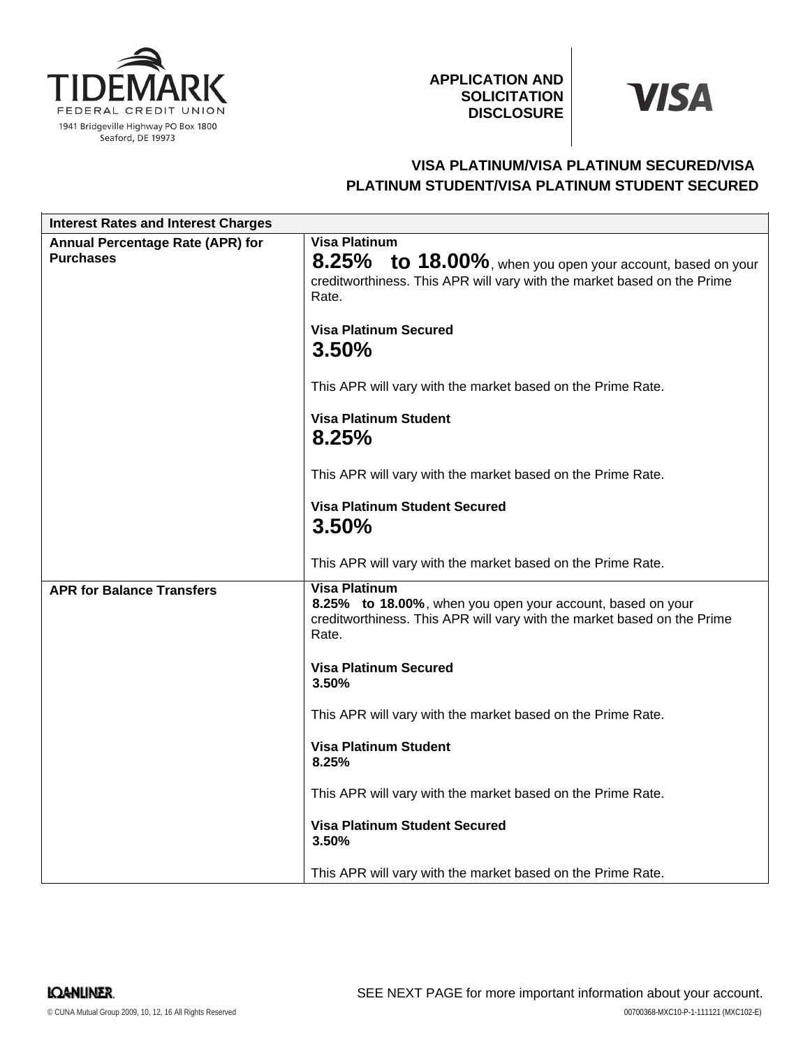**TIDEMARK**
FEDERAL CREDIT UNION
1941 Bridgeville Highway PO Box 1800
Seaford, DE 19973

**APPLICATION AND SOLICITATION DISCLOSURE**

**VISA**

### VISA PLATINUM/VISA PLATINUM SECURED/VISA PLATINUM STUDENT/VISA PLATINUM STUDENT SECURED

| **Interest Rates and Interest Charges** | |
|---|---|
| **Annual Percentage Rate (APR) for Purchases** | **Visa Platinum**<br>**8.25% to 18.00%**, when you open your account, based on your creditworthiness. This APR will vary with the market based on the Prime Rate.<br><br>**Visa Platinum Secured**<br>**3.50%**<br><br>This APR will vary with the market based on the Prime Rate.<br><br>**Visa Platinum Student**<br>**8.25%**<br><br>This APR will vary with the market based on the Prime Rate.<br><br>**Visa Platinum Student Secured**<br>**3.50%**<br><br>This APR will vary with the market based on the Prime Rate. |
| **APR for Balance Transfers** | **Visa Platinum**<br>**8.25% to 18.00%**, when you open your account, based on your creditworthiness. This APR will vary with the market based on the Prime Rate.<br><br>**Visa Platinum Secured**<br>**3.50%**<br><br>This APR will vary with the market based on the Prime Rate.<br><br>**Visa Platinum Student**<br>**8.25%**<br><br>This APR will vary with the market based on the Prime Rate.<br><br>**Visa Platinum Student Secured**<br>**3.50%**<br><br>This APR will vary with the market based on the Prime Rate. |

SEE NEXT PAGE for more important information about your account.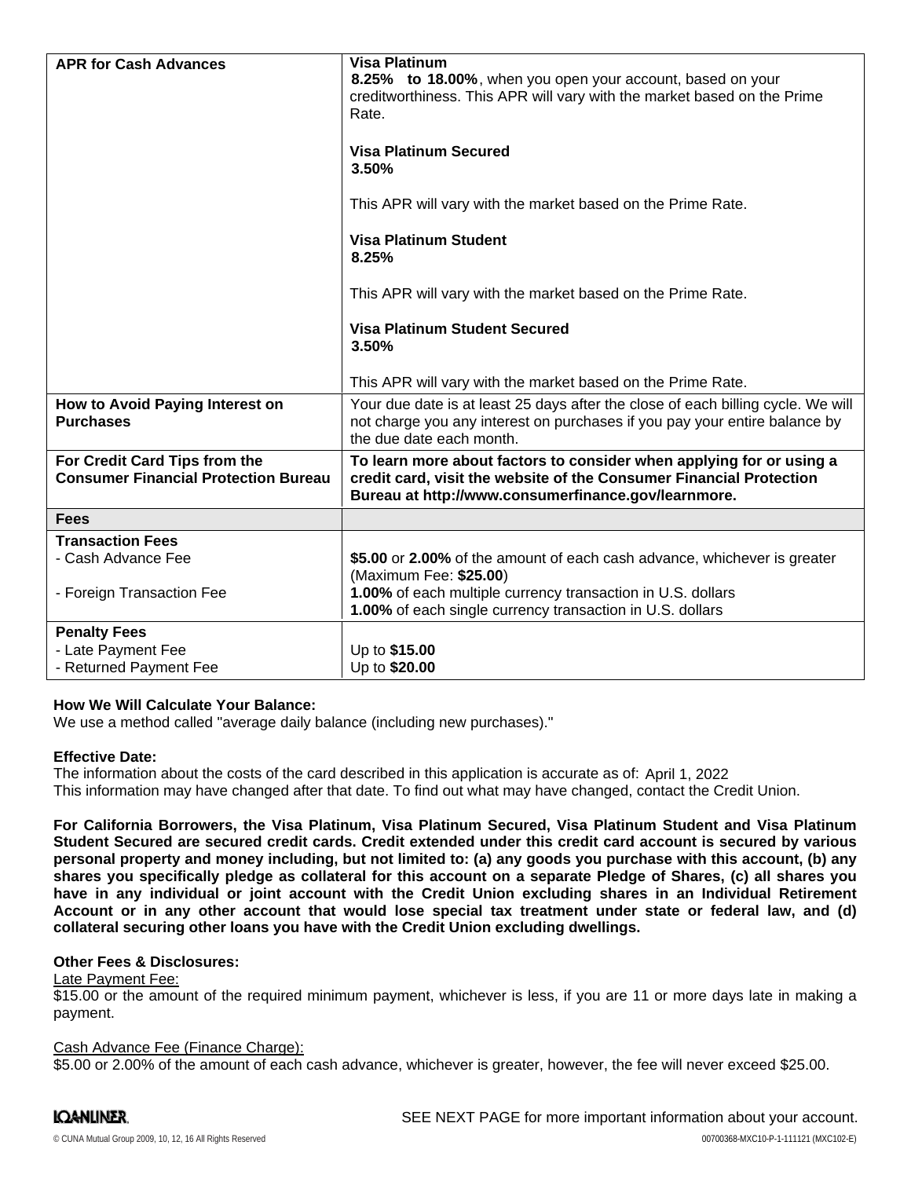| | |
|---|---|
| **APR for Cash Advances** | **Visa Platinum**<br>**8.25% to 18.00%**, when you open your account, based on your creditworthiness. This APR will vary with the market based on the Prime Rate.<br><br>**Visa Platinum Secured**<br>**3.50%**<br><br>This APR will vary with the market based on the Prime Rate.<br><br>**Visa Platinum Student**<br>**8.25%**<br><br>This APR will vary with the market based on the Prime Rate.<br><br>**Visa Platinum Student Secured**<br>**3.50%**<br><br>This APR will vary with the market based on the Prime Rate. |
| **How to Avoid Paying Interest on Purchases** | Your due date is at least 25 days after the close of each billing cycle. We will not charge you any interest on purchases if you pay your entire balance by the due date each month. |
| **For Credit Card Tips from the Consumer Financial Protection Bureau** | **To learn more about factors to consider when applying for or using a credit card, visit the website of the Consumer Financial Protection Bureau at http://www.consumerfinance.gov/learnmore.** |
| **Fees** | |
| **Transaction Fees**<br>- Cash Advance Fee<br><br>- Foreign Transaction Fee | <br>**$5.00** or **2.00%** of the amount of each cash advance, whichever is greater (Maximum Fee: **$25.00**)<br>**1.00%** of each multiple currency transaction in U.S. dollars<br>**1.00%** of each single currency transaction in U.S. dollars |
| **Penalty Fees**<br>- Late Payment Fee<br>- Returned Payment Fee | <br>Up to **$15.00**<br>Up to **$20.00** |

**How We Will Calculate Your Balance:**
We use a method called "average daily balance (including new purchases)."

**Effective Date:**
The information about the costs of the card described in this application is accurate as of: April 1, 2022
This information may have changed after that date. To find out what may have changed, contact the Credit Union.

**For California Borrowers, the Visa Platinum, Visa Platinum Secured, Visa Platinum Student and Visa Platinum Student Secured are secured credit cards. Credit extended under this credit card account is secured by various personal property and money including, but not limited to: (a) any goods you purchase with this account, (b) any shares you specifically pledge as collateral for this account on a separate Pledge of Shares, (c) all shares you have in any individual or joint account with the Credit Union excluding shares in an Individual Retirement Account or in any other account that would lose special tax treatment under state or federal law, and (d) collateral securing other loans you have with the Credit Union excluding dwellings.**

**Other Fees & Disclosures:**

Late Payment Fee:
$15.00 or the amount of the required minimum payment, whichever is less, if you are 11 or more days late in making a payment.

Cash Advance Fee (Finance Charge):
$5.00 or 2.00% of the amount of each cash advance, whichever is greater, however, the fee will never exceed $25.00.

SEE NEXT PAGE for more important information about your account.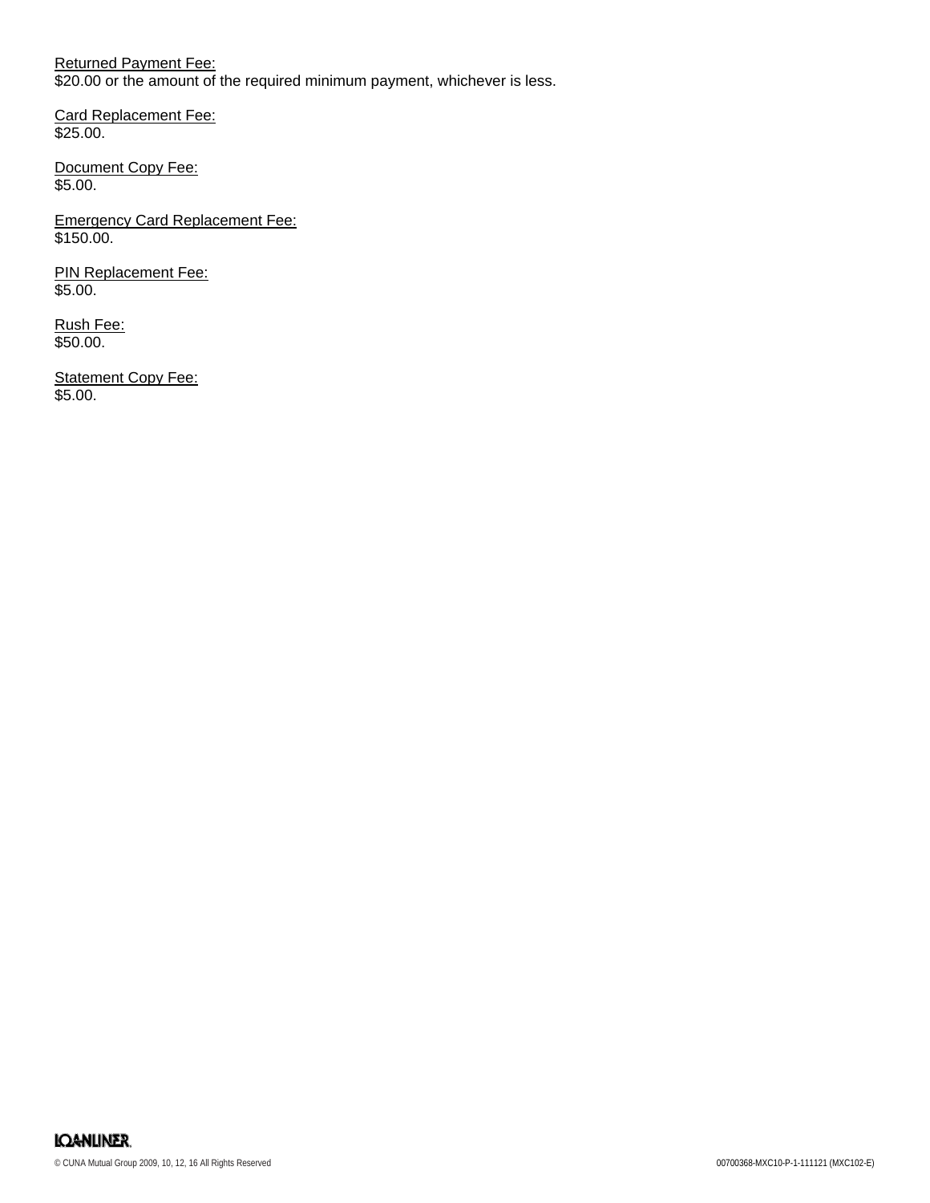Returned Payment Fee:
$20.00 or the amount of the required minimum payment, whichever is less.

Card Replacement Fee:
$25.00.

Document Copy Fee:
$5.00.

Emergency Card Replacement Fee:
$150.00.

PIN Replacement Fee:
$5.00.

Rush Fee:
$50.00.

Statement Copy Fee:
$5.00.